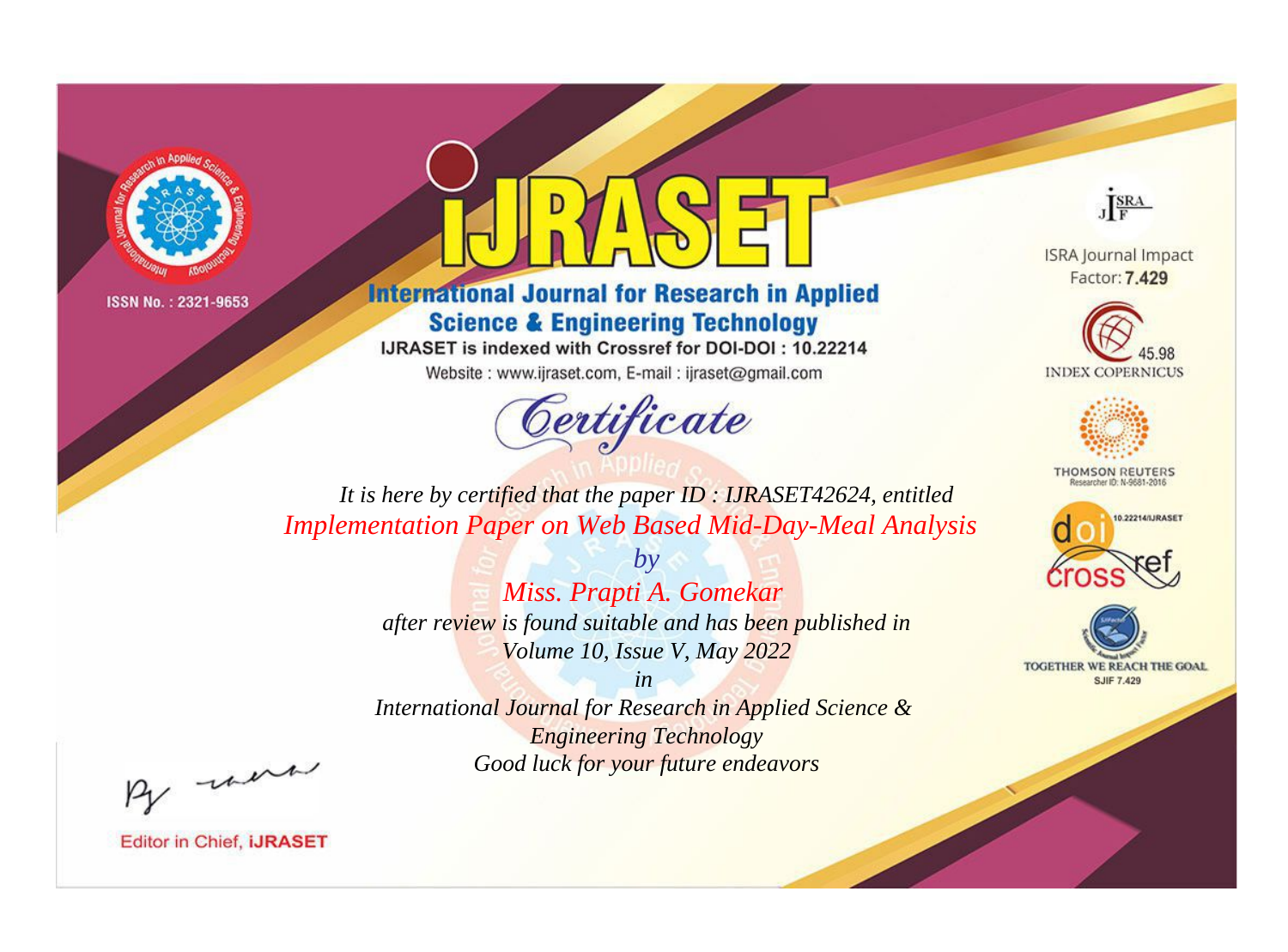ISSN No. : 2321-9653

# IJRASET

## International Journal for Research in Applied Science & Engineering Technology

IJRASET is indexed with Crossref for DOI-DOI : 10.22214

Website : www.ijraset.com, E-mail : ijraset@gmail.com

ISRA Journal Impact Factor: **7.429**

45.98 INDEX COPERNICUS

THOMSON REUTERS Researcher ID: N-9681-2016

10.22214/IJRASET

TOGETHER WE REACH THE GOAL SJIF 7.429

# *Certificate*

*It is here by certified that the paper ID : IJRASET42624, entitled*

*Implementation Paper on Web Based Mid-Day-Meal Analysis*

*by*

*Miss. Prapti A. Gomekar*

*after review is found suitable and has been published in*

*Volume 10, Issue V, May 2022*

*in*

*International Journal for Research in Applied Science & Engineering Technology*

*Good luck for your future endeavors*

Editor in Chief, **iJRASET**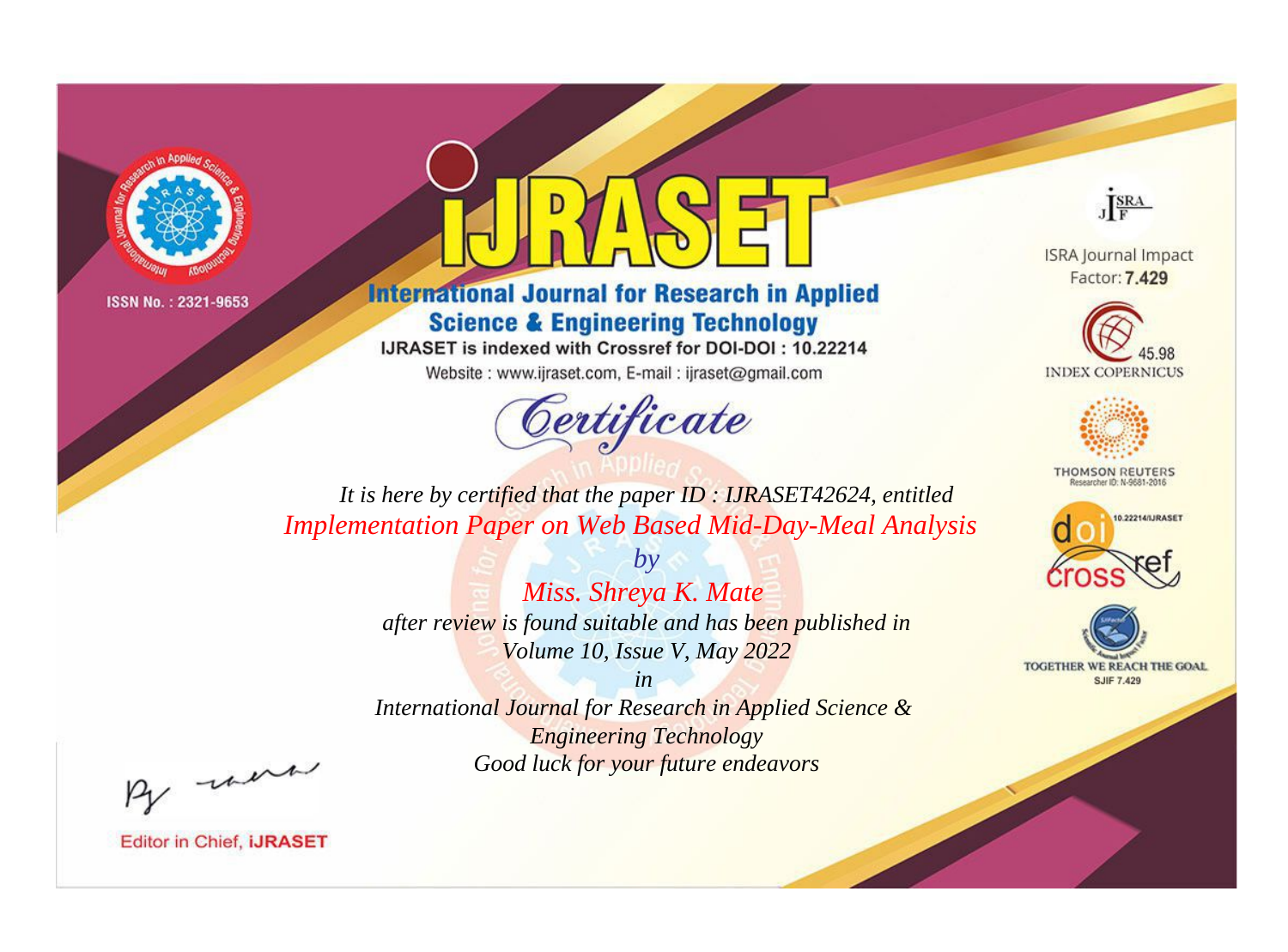ISSN No. : 2321-9653

# IJRASET

## International Journal for Research in Applied Science & Engineering Technology

IJRASET is indexed with Crossref for DOI-DOI : 10.22214

Website : www.ijraset.com, E-mail : ijraset@gmail.com

ISRA Journal Impact Factor: **7.429**

45.98 INDEX COPERNICUS

THOMSON REUTERS Researcher ID: N-9681-2016

10.22214/IJRASET

TOGETHER WE REACH THE GOAL SJIF 7.429

## Certificate

*It is here by certified that the paper ID : IJRASET42624, entitled*

*Implementation Paper on Web Based Mid-Day-Meal Analysis*

*by*

*Miss. Shreya K. Mate*

*after review is found suitable and has been published in*

*Volume 10, Issue V, May 2022*

*in*

*International Journal for Research in Applied Science & Engineering Technology*

*Good luck for your future endeavors*

Editor in Chief, **iJRASET**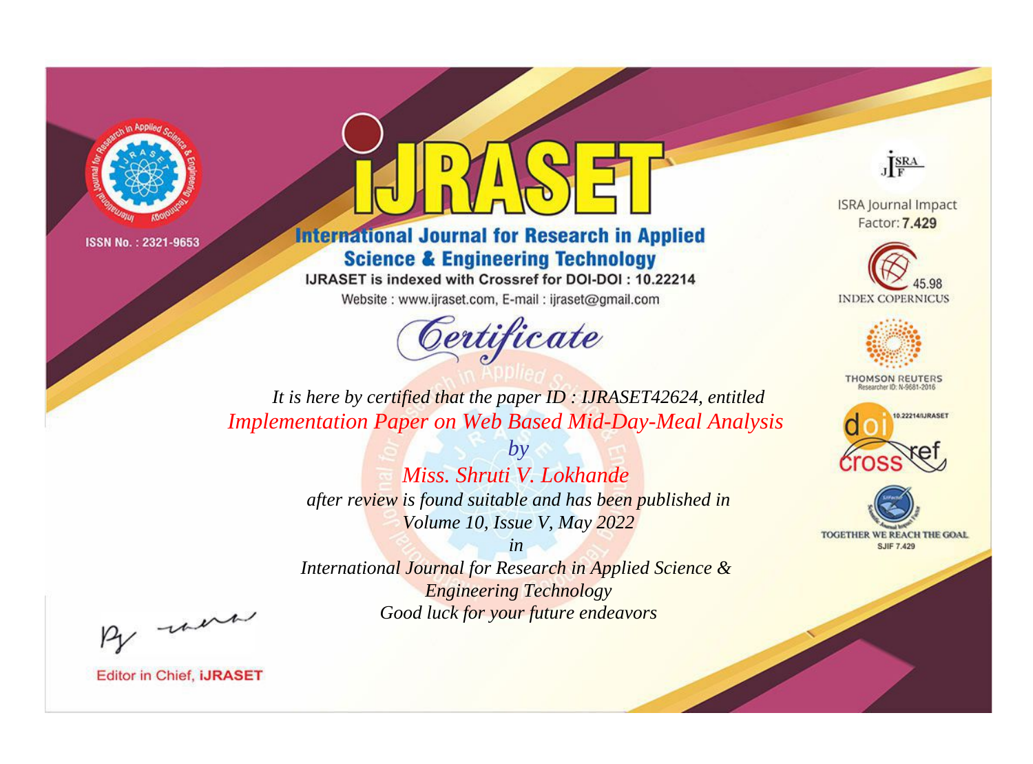ISSN No. : 2321-9653

# iJRASET

## International Journal for Research in Applied Science & Engineering Technology

IJRASET is indexed with Crossref for DOI-DOI : 10.22214

Website : www.ijraset.com, E-mail : ijraset@gmail.com

# Certificate

*It is here by certified that the paper ID : IJRASET42624, entitled*

*Implementation Paper on Web Based Mid-Day-Meal Analysis*

*by*

*Miss. Shruti V. Lokhande*

*after review is found suitable and has been published in*

*Volume 10, Issue V, May 2022*

*in*

*International Journal for Research in Applied Science & Engineering Technology*

*Good luck for your future endeavors*

ISRA Journal Impact Factor: **7.429**

45.98 INDEX COPERNICUS

THOMSON REUTERS Researcher ID: N-9681-2016

10.22214/IJRASET

TOGETHER WE REACH THE GOAL SJIF 7.429

Editor in Chief, **iJRASET**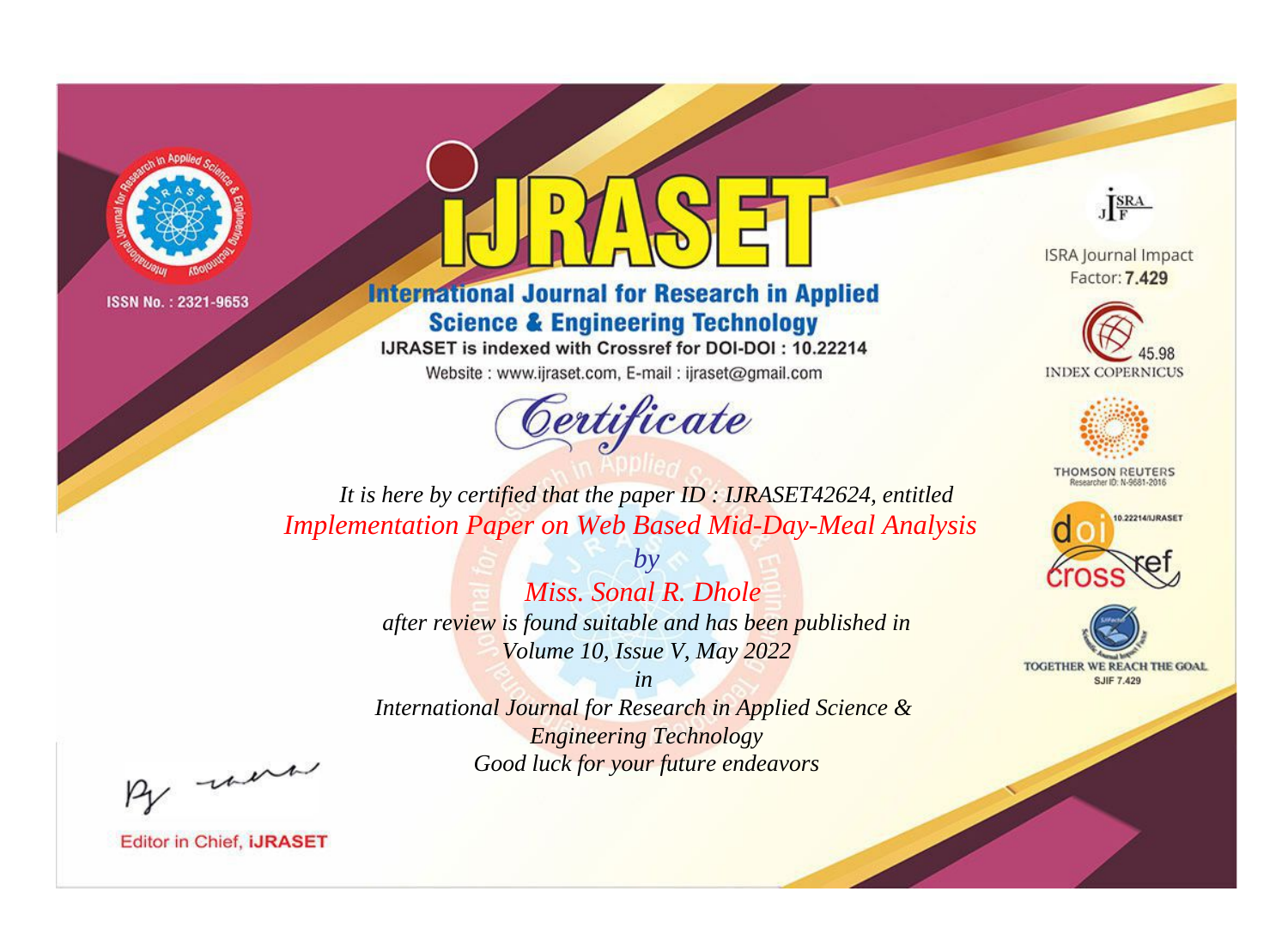ISSN No. : 2321-9653

# iJRASET

## International Journal for Research in Applied Science & Engineering Technology

IJRASET is indexed with Crossref for DOI-DOI : 10.22214

Website : www.ijraset.com, E-mail : ijraset@gmail.com

ISRA Journal Impact Factor: **7.429**

45.98 INDEX COPERNICUS

THOMSON REUTERS Researcher ID: N-9681-2016

10.22214/IJRASET

TOGETHER WE REACH THE GOAL SJIF 7.429

*Certificate*

*It is here by certified that the paper ID : IJRASET42624, entitled*

*Implementation Paper on Web Based Mid-Day-Meal Analysis*

*by*

*Miss. Sonal R. Dhole*

*after review is found suitable and has been published in*

*Volume 10, Issue V, May 2022*

*in*

*International Journal for Research in Applied Science & Engineering Technology*

*Good luck for your future endeavors*

Editor in Chief, **iJRASET**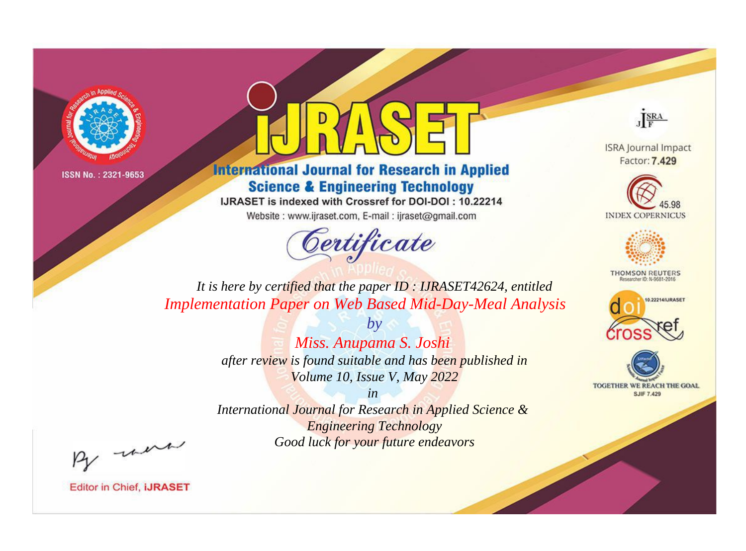ISSN No. : 2321-9653

# iJRASET

## International Journal for Research in Applied Science & Engineering Technology

IJRASET is indexed with Crossref for DOI-DOI : 10.22214

Website : www.ijraset.com, E-mail : ijraset@gmail.com

ISRA Journal Impact Factor: **7.429**

45.98 INDEX COPERNICUS

THOMSON REUTERS Researcher ID: N-9681-2016

10.22214/IJRASET

TOGETHER WE REACH THE GOAL SJIF 7.429

## *Certificate*

*It is here by certified that the paper ID : IJRASET42624, entitled*

*Implementation Paper on Web Based Mid-Day-Meal Analysis*

*by*

*Miss. Anupama S. Joshi*

*after review is found suitable and has been published in*

*Volume 10, Issue V, May 2022*

*in*

*International Journal for Research in Applied Science & Engineering Technology*

*Good luck for your future endeavors*

Editor in Chief, **iJRASET**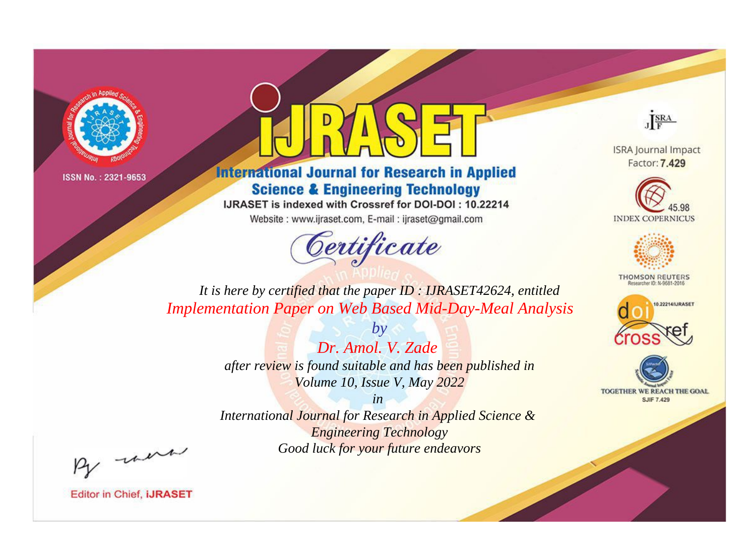ISSN No. : 2321-9653

# iJRASET

## International Journal for Research in Applied Science & Engineering Technology

IJRASET is indexed with Crossref for DOI-DOI : 10.22214

Website : www.ijraset.com, E-mail : ijraset@gmail.com

*Certificate*

*It is here by certified that the paper ID : IJRASET42624, entitled*

*Implementation Paper on Web Based Mid-Day-Meal Analysis*

*by*

*Dr. Amol. V. Zade*

*after review is found suitable and has been published in*

*Volume 10, Issue V, May 2022*

*in*

*International Journal for Research in Applied Science & Engineering Technology*

*Good luck for your future endeavors*

ISRA Journal Impact Factor: **7.429**

45.98 INDEX COPERNICUS

THOMSON REUTERS Researcher ID: N-9681-2016

10.22214/IJRASET

TOGETHER WE REACH THE GOAL SJIF 7.429

Editor in Chief, **iJRASET**